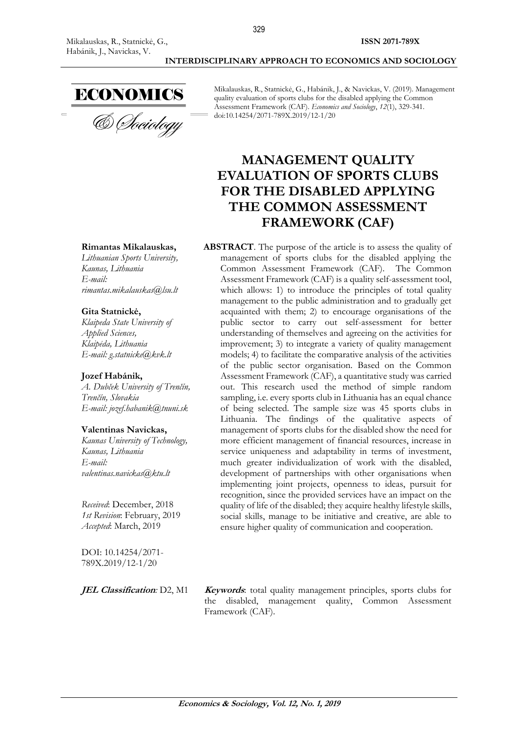Mikalauskas, R., Statnickė, G., Habánik, J., & Navickas, V. (2019). Management quality evaluation of sports clubs for the disabled applying the Common Assessment Framework (CAF). *Economics and Sociology*, *12*(1), 329-341. doi:10.14254/2071-789X.2019/12-1/20

# MANAGEMENT QUALITY EVALUATION OF SPORTS CLUBS FOR THE DISABLED APPLYING THE COMMON ASSESSMENT FRAMEWORK (CAF)

**Rimantas Mikalauskas,**
*Lithuanian Sports University, Kaunas, Lithuania*
*E-mail: rimantas.mikalauskas@lsu.lt*

**Gita Statnickė,**
*Klaipeda State University of Applied Sciences, Klaipėda, Lithuania*
*E-mail: g.statnicke@kvk.lt*

**Jozef Habánik,**
*A. Dubček University of Trenčín, Trenčín, Slovakia*
*E-mail: jozef.habanik@tnuni.sk*

**Valentinas Navickas,**
*Kaunas University of Technology, Kaunas, Lithuania*
*E-mail: valentinas.navickas@ktu.lt*

*Received*: December, 2018
*1st Revision*: February, 2019
*Accepted*: March, 2019

DOI: 10.14254/2071-789X.2019/12-1/20

**ABSTRACT**. The purpose of the article is to assess the quality of management of sports clubs for the disabled applying the Common Assessment Framework (CAF). The Common Assessment Framework (CAF) is a quality self-assessment tool, which allows: 1) to introduce the principles of total quality management to the public administration and to gradually get acquainted with them; 2) to encourage organisations of the public sector to carry out self-assessment for better understanding of themselves and agreeing on the activities for improvement; 3) to integrate a variety of quality management models; 4) to facilitate the comparative analysis of the activities of the public sector organisation. Based on the Common Assessment Framework (CAF), a quantitative study was carried out. This research used the method of simple random sampling, i.e. every sports club in Lithuania has an equal chance of being selected. The sample size was 45 sports clubs in Lithuania. The findings of the qualitative aspects of management of sports clubs for the disabled show the need for more efficient management of financial resources, increase in service uniqueness and adaptability in terms of investment, much greater individualization of work with the disabled, development of partnerships with other organisations when implementing joint projects, openness to ideas, pursuit for recognition, since the provided services have an impact on the quality of life of the disabled; they acquire healthy lifestyle skills, social skills, manage to be initiative and creative, are able to ensure higher quality of communication and cooperation.

***JEL Classification***: D2, M1

***Keywords***: total quality management principles, sports clubs for the disabled, management quality, Common Assessment Framework (CAF).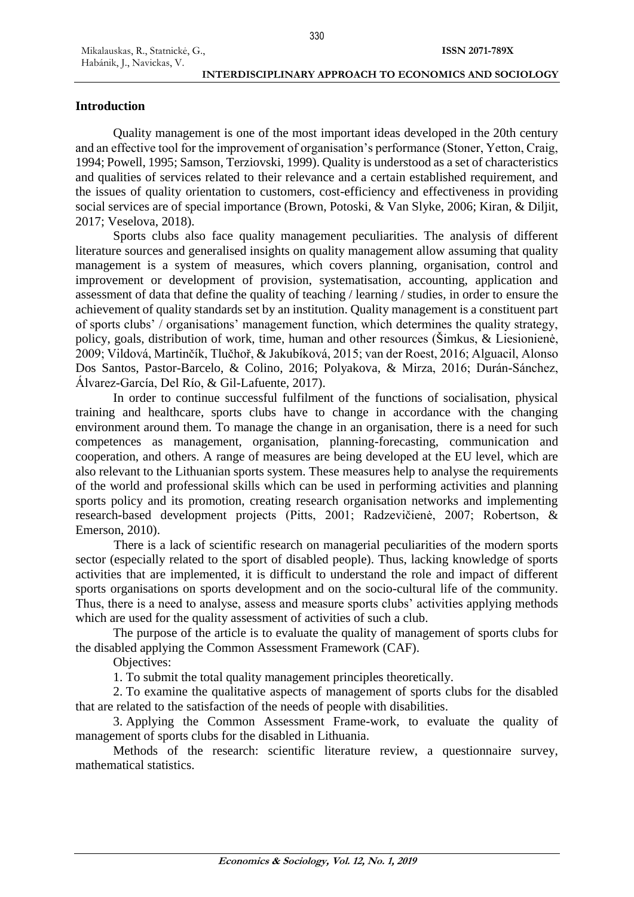## Introduction

Quality management is one of the most important ideas developed in the 20th century and an effective tool for the improvement of organisation's performance (Stoner, Yetton, Craig, 1994; Powell, 1995; Samson, Terziovski, 1999). Quality is understood as a set of characteristics and qualities of services related to their relevance and a certain established requirement, and the issues of quality orientation to customers, cost-efficiency and effectiveness in providing social services are of special importance (Brown, Potoski, & Van Slyke, 2006; Kiran, & Diljit, 2017; Veselova, 2018).

Sports clubs also face quality management peculiarities. The analysis of different literature sources and generalised insights on quality management allow assuming that quality management is a system of measures, which covers planning, organisation, control and improvement or development of provision, systematisation, accounting, application and assessment of data that define the quality of teaching / learning / studies, in order to ensure the achievement of quality standards set by an institution. Quality management is a constituent part of sports clubs' / organisations' management function, which determines the quality strategy, policy, goals, distribution of work, time, human and other resources (Šimkus, & Liesionienė, 2009; Vildová, Martinčík, Tlučhoř, & Jakubíková, 2015; van der Roest, 2016; Alguacil, Alonso Dos Santos, Pastor-Barcelo, & Colino, 2016; Polyakova, & Mirza, 2016; Durán-Sánchez, Álvarez-García, Del Río, & Gil-Lafuente, 2017).

In order to continue successful fulfilment of the functions of socialisation, physical training and healthcare, sports clubs have to change in accordance with the changing environment around them. To manage the change in an organisation, there is a need for such competences as management, organisation, planning-forecasting, communication and cooperation, and others. A range of measures are being developed at the EU level, which are also relevant to the Lithuanian sports system. These measures help to analyse the requirements of the world and professional skills which can be used in performing activities and planning sports policy and its promotion, creating research organisation networks and implementing research-based development projects (Pitts, 2001; Radzevičienė, 2007; Robertson, & Emerson, 2010).

There is a lack of scientific research on managerial peculiarities of the modern sports sector (especially related to the sport of disabled people). Thus, lacking knowledge of sports activities that are implemented, it is difficult to understand the role and impact of different sports organisations on sports development and on the socio-cultural life of the community. Thus, there is a need to analyse, assess and measure sports clubs' activities applying methods which are used for the quality assessment of activities of such a club.

The purpose of the article is to evaluate the quality of management of sports clubs for the disabled applying the Common Assessment Framework (CAF).

Objectives:

1. To submit the total quality management principles theoretically.

2. To examine the qualitative aspects of management of sports clubs for the disabled that are related to the satisfaction of the needs of people with disabilities.

3. Applying the Common Assessment Frame-work, to evaluate the quality of management of sports clubs for the disabled in Lithuania.

Methods of the research: scientific literature review, a questionnaire survey, mathematical statistics.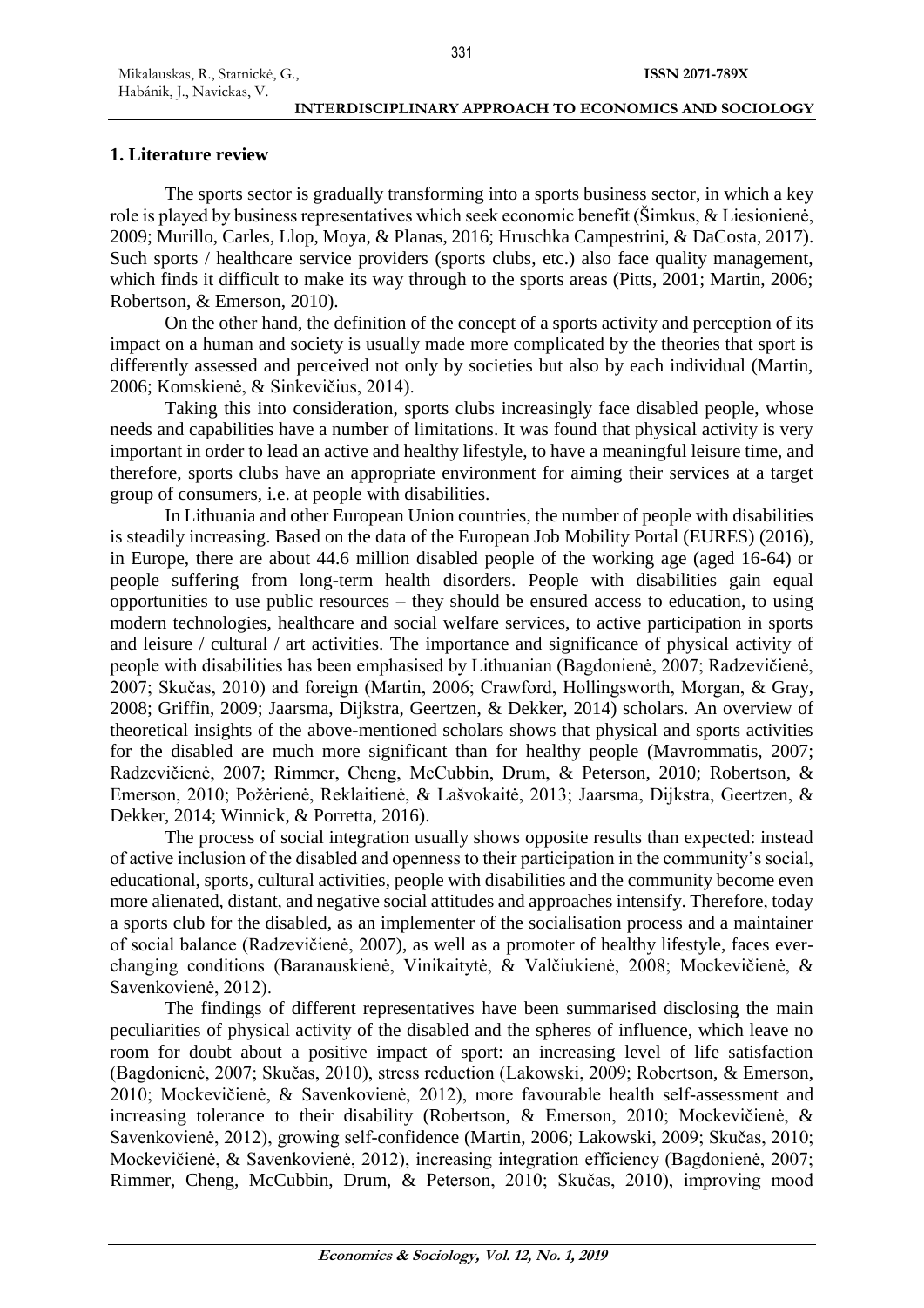## 1. Literature review

The sports sector is gradually transforming into a sports business sector, in which a key role is played by business representatives which seek economic benefit (Šimkus, & Liesionienė, 2009; Murillo, Carles, Llop, Moya, & Planas, 2016; Hruschka Campestrini, & DaCosta, 2017). Such sports / healthcare service providers (sports clubs, etc.) also face quality management, which finds it difficult to make its way through to the sports areas (Pitts, 2001; Martin, 2006; Robertson, & Emerson, 2010).

On the other hand, the definition of the concept of a sports activity and perception of its impact on a human and society is usually made more complicated by the theories that sport is differently assessed and perceived not only by societies but also by each individual (Martin, 2006; Komskienė, & Sinkevičius, 2014).

Taking this into consideration, sports clubs increasingly face disabled people, whose needs and capabilities have a number of limitations. It was found that physical activity is very important in order to lead an active and healthy lifestyle, to have a meaningful leisure time, and therefore, sports clubs have an appropriate environment for aiming their services at a target group of consumers, i.e. at people with disabilities.

In Lithuania and other European Union countries, the number of people with disabilities is steadily increasing. Based on the data of the European Job Mobility Portal (EURES) (2016), in Europe, there are about 44.6 million disabled people of the working age (aged 16-64) or people suffering from long-term health disorders. People with disabilities gain equal opportunities to use public resources – they should be ensured access to education, to using modern technologies, healthcare and social welfare services, to active participation in sports and leisure / cultural / art activities. The importance and significance of physical activity of people with disabilities has been emphasised by Lithuanian (Bagdonienė, 2007; Radzevičienė, 2007; Skučas, 2010) and foreign (Martin, 2006; Crawford, Hollingsworth, Morgan, & Gray, 2008; Griffin, 2009; Jaarsma, Dijkstra, Geertzen, & Dekker, 2014) scholars. An overview of theoretical insights of the above-mentioned scholars shows that physical and sports activities for the disabled are much more significant than for healthy people (Mavrommatis, 2007; Radzevičienė, 2007; Rimmer, Cheng, McCubbin, Drum, & Peterson, 2010; Robertson, & Emerson, 2010; Požėrienė, Reklaitienė, & Lašvokaitė, 2013; Jaarsma, Dijkstra, Geertzen, & Dekker, 2014; Winnick, & Porretta, 2016).

The process of social integration usually shows opposite results than expected: instead of active inclusion of the disabled and openness to their participation in the community's social, educational, sports, cultural activities, people with disabilities and the community become even more alienated, distant, and negative social attitudes and approaches intensify. Therefore, today a sports club for the disabled, as an implementer of the socialisation process and a maintainer of social balance (Radzevičienė, 2007), as well as a promoter of healthy lifestyle, faces ever-changing conditions (Baranauskienė, Vinikaitytė, & Valčiukienė, 2008; Mockevičienė, & Savenkovienė, 2012).

The findings of different representatives have been summarised disclosing the main peculiarities of physical activity of the disabled and the spheres of influence, which leave no room for doubt about a positive impact of sport: an increasing level of life satisfaction (Bagdonienė, 2007; Skučas, 2010), stress reduction (Lakowski, 2009; Robertson, & Emerson, 2010; Mockevičienė, & Savenkovienė, 2012), more favourable health self-assessment and increasing tolerance to their disability (Robertson, & Emerson, 2010; Mockevičienė, & Savenkovienė, 2012), growing self-confidence (Martin, 2006; Lakowski, 2009; Skučas, 2010; Mockevičienė, & Savenkovienė, 2012), increasing integration efficiency (Bagdonienė, 2007; Rimmer, Cheng, McCubbin, Drum, & Peterson, 2010; Skučas, 2010), improving mood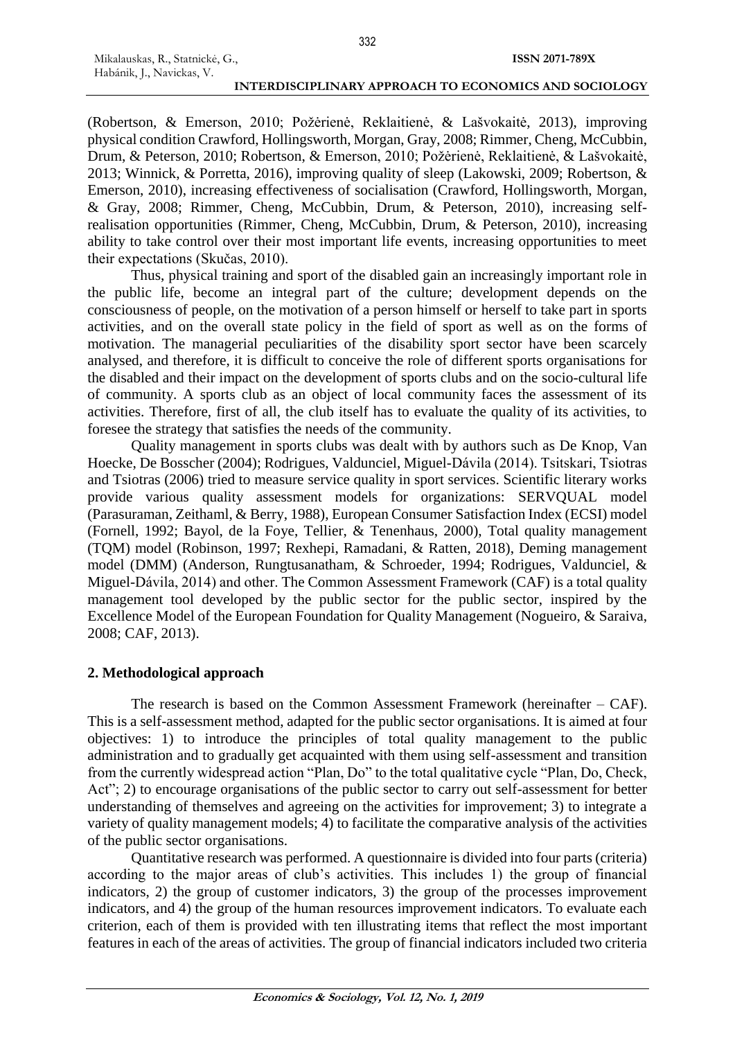(Robertson, & Emerson, 2010; Požėrienė, Reklaitienė, & Lašvokaitė, 2013), improving physical condition Crawford, Hollingsworth, Morgan, Gray, 2008; Rimmer, Cheng, McCubbin, Drum, & Peterson, 2010; Robertson, & Emerson, 2010; Požėrienė, Reklaitienė, & Lašvokaitė, 2013; Winnick, & Porretta, 2016), improving quality of sleep (Lakowski, 2009; Robertson, & Emerson, 2010), increasing effectiveness of socialisation (Crawford, Hollingsworth, Morgan, & Gray, 2008; Rimmer, Cheng, McCubbin, Drum, & Peterson, 2010), increasing self-realisation opportunities (Rimmer, Cheng, McCubbin, Drum, & Peterson, 2010), increasing ability to take control over their most important life events, increasing opportunities to meet their expectations (Skučas, 2010).

Thus, physical training and sport of the disabled gain an increasingly important role in the public life, become an integral part of the culture; development depends on the consciousness of people, on the motivation of a person himself or herself to take part in sports activities, and on the overall state policy in the field of sport as well as on the forms of motivation. The managerial peculiarities of the disability sport sector have been scarcely analysed, and therefore, it is difficult to conceive the role of different sports organisations for the disabled and their impact on the development of sports clubs and on the socio-cultural life of community. A sports club as an object of local community faces the assessment of its activities. Therefore, first of all, the club itself has to evaluate the quality of its activities, to foresee the strategy that satisfies the needs of the community.

Quality management in sports clubs was dealt with by authors such as De Knop, Van Hoecke, De Bosscher (2004); Rodrigues, Valdunciel, Miguel-Dávila (2014). Tsitskari, Tsiotras and Tsiotras (2006) tried to measure service quality in sport services. Scientific literary works provide various quality assessment models for organizations: SERVQUAL model (Parasuraman, Zeithaml, & Berry, 1988), European Consumer Satisfaction Index (ECSI) model (Fornell, 1992; Bayol, de la Foye, Tellier, & Tenenhaus, 2000), Total quality management (TQM) model (Robinson, 1997; Rexhepi, Ramadani, & Ratten, 2018), Deming management model (DMM) (Anderson, Rungtusanatham, & Schroeder, 1994; Rodrigues, Valdunciel, & Miguel-Dávila, 2014) and other. The Common Assessment Framework (CAF) is a total quality management tool developed by the public sector for the public sector, inspired by the Excellence Model of the European Foundation for Quality Management (Nogueiro, & Saraiva, 2008; CAF, 2013).

## 2. Methodological approach

The research is based on the Common Assessment Framework (hereinafter – CAF). This is a self-assessment method, adapted for the public sector organisations. It is aimed at four objectives: 1) to introduce the principles of total quality management to the public administration and to gradually get acquainted with them using self-assessment and transition from the currently widespread action "Plan, Do" to the total qualitative cycle "Plan, Do, Check, Act"; 2) to encourage organisations of the public sector to carry out self-assessment for better understanding of themselves and agreeing on the activities for improvement; 3) to integrate a variety of quality management models; 4) to facilitate the comparative analysis of the activities of the public sector organisations.

Quantitative research was performed. A questionnaire is divided into four parts (criteria) according to the major areas of club's activities. This includes 1) the group of financial indicators, 2) the group of customer indicators, 3) the group of the processes improvement indicators, and 4) the group of the human resources improvement indicators. To evaluate each criterion, each of them is provided with ten illustrating items that reflect the most important features in each of the areas of activities. The group of financial indicators included two criteria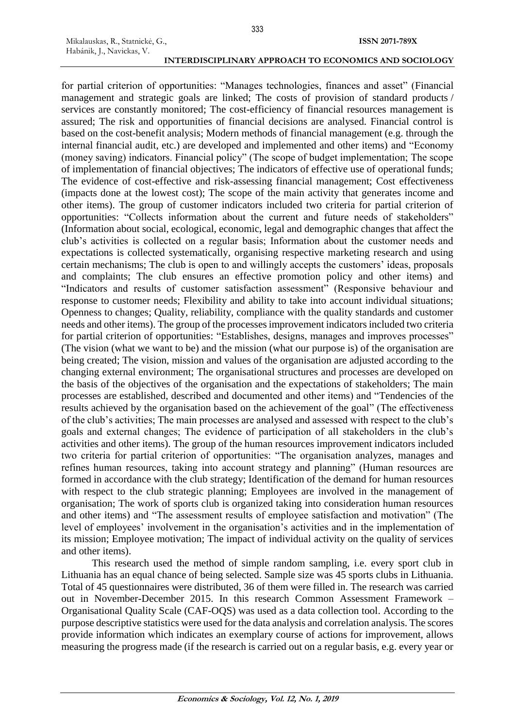for partial criterion of opportunities: "Manages technologies, finances and asset" (Financial management and strategic goals are linked; The costs of provision of standard products / services are constantly monitored; The cost-efficiency of financial resources management is assured; The risk and opportunities of financial decisions are analysed. Financial control is based on the cost-benefit analysis; Modern methods of financial management (e.g. through the internal financial audit, etc.) are developed and implemented and other items) and "Economy (money saving) indicators. Financial policy" (The scope of budget implementation; The scope of implementation of financial objectives; The indicators of effective use of operational funds; The evidence of cost-effective and risk-assessing financial management; Cost effectiveness (impacts done at the lowest cost); The scope of the main activity that generates income and other items). The group of customer indicators included two criteria for partial criterion of opportunities: "Collects information about the current and future needs of stakeholders" (Information about social, ecological, economic, legal and demographic changes that affect the club's activities is collected on a regular basis; Information about the customer needs and expectations is collected systematically, organising respective marketing research and using certain mechanisms; The club is open to and willingly accepts the customers' ideas, proposals and complaints; The club ensures an effective promotion policy and other items) and "Indicators and results of customer satisfaction assessment" (Responsive behaviour and response to customer needs; Flexibility and ability to take into account individual situations; Openness to changes; Quality, reliability, compliance with the quality standards and customer needs and other items). The group of the processes improvement indicators included two criteria for partial criterion of opportunities: "Establishes, designs, manages and improves processes" (The vision (what we want to be) and the mission (what our purpose is) of the organisation are being created; The vision, mission and values of the organisation are adjusted according to the changing external environment; The organisational structures and processes are developed on the basis of the objectives of the organisation and the expectations of stakeholders; The main processes are established, described and documented and other items) and "Tendencies of the results achieved by the organisation based on the achievement of the goal" (The effectiveness of the club's activities; The main processes are analysed and assessed with respect to the club's goals and external changes; The evidence of participation of all stakeholders in the club's activities and other items). The group of the human resources improvement indicators included two criteria for partial criterion of opportunities: "The organisation analyzes, manages and refines human resources, taking into account strategy and planning" (Human resources are formed in accordance with the club strategy; Identification of the demand for human resources with respect to the club strategic planning; Employees are involved in the management of organisation; The work of sports club is organized taking into consideration human resources and other items) and "The assessment results of employee satisfaction and motivation" (The level of employees' involvement in the organisation's activities and in the implementation of its mission; Employee motivation; The impact of individual activity on the quality of services and other items).

This research used the method of simple random sampling, i.e. every sport club in Lithuania has an equal chance of being selected. Sample size was 45 sports clubs in Lithuania. Total of 45 questionnaires were distributed, 36 of them were filled in. The research was carried out in November-December 2015. In this research Common Assessment Framework – Organisational Quality Scale (CAF-OQS) was used as a data collection tool. According to the purpose descriptive statistics were used for the data analysis and correlation analysis. The scores provide information which indicates an exemplary course of actions for improvement, allows measuring the progress made (if the research is carried out on a regular basis, e.g. every year or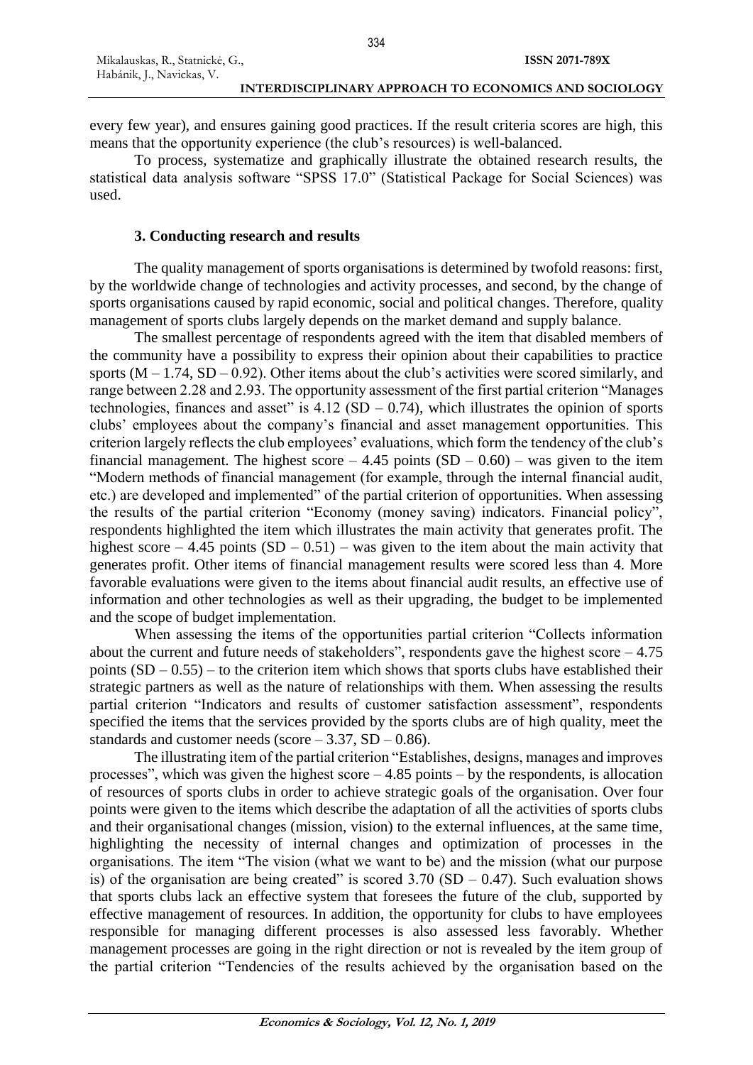every few year), and ensures gaining good practices. If the result criteria scores are high, this means that the opportunity experience (the club's resources) is well-balanced.

To process, systematize and graphically illustrate the obtained research results, the statistical data analysis software "SPSS 17.0" (Statistical Package for Social Sciences) was used.

### 3. Conducting research and results

The quality management of sports organisations is determined by twofold reasons: first, by the worldwide change of technologies and activity processes, and second, by the change of sports organisations caused by rapid economic, social and political changes. Therefore, quality management of sports clubs largely depends on the market demand and supply balance.

The smallest percentage of respondents agreed with the item that disabled members of the community have a possibility to express their opinion about their capabilities to practice sports (M – 1.74, SD – 0.92). Other items about the club's activities were scored similarly, and range between 2.28 and 2.93. The opportunity assessment of the first partial criterion "Manages technologies, finances and asset" is 4.12 (SD – 0.74), which illustrates the opinion of sports clubs' employees about the company's financial and asset management opportunities. This criterion largely reflects the club employees' evaluations, which form the tendency of the club's financial management. The highest score – 4.45 points (SD – 0.60) – was given to the item "Modern methods of financial management (for example, through the internal financial audit, etc.) are developed and implemented" of the partial criterion of opportunities. When assessing the results of the partial criterion "Economy (money saving) indicators. Financial policy", respondents highlighted the item which illustrates the main activity that generates profit. The highest score – 4.45 points (SD – 0.51) – was given to the item about the main activity that generates profit. Other items of financial management results were scored less than 4. More favorable evaluations were given to the items about financial audit results, an effective use of information and other technologies as well as their upgrading, the budget to be implemented and the scope of budget implementation.

When assessing the items of the opportunities partial criterion "Collects information about the current and future needs of stakeholders", respondents gave the highest score – 4.75 points (SD – 0.55) – to the criterion item which shows that sports clubs have established their strategic partners as well as the nature of relationships with them. When assessing the results partial criterion "Indicators and results of customer satisfaction assessment", respondents specified the items that the services provided by the sports clubs are of high quality, meet the standards and customer needs (score – 3.37, SD – 0.86).

The illustrating item of the partial criterion "Establishes, designs, manages and improves processes", which was given the highest score – 4.85 points – by the respondents, is allocation of resources of sports clubs in order to achieve strategic goals of the organisation. Over four points were given to the items which describe the adaptation of all the activities of sports clubs and their organisational changes (mission, vision) to the external influences, at the same time, highlighting the necessity of internal changes and optimization of processes in the organisations. The item "The vision (what we want to be) and the mission (what our purpose is) of the organisation are being created" is scored 3.70 (SD – 0.47). Such evaluation shows that sports clubs lack an effective system that foresees the future of the club, supported by effective management of resources. In addition, the opportunity for clubs to have employees responsible for managing different processes is also assessed less favorably. Whether management processes are going in the right direction or not is revealed by the item group of the partial criterion "Tendencies of the results achieved by the organisation based on the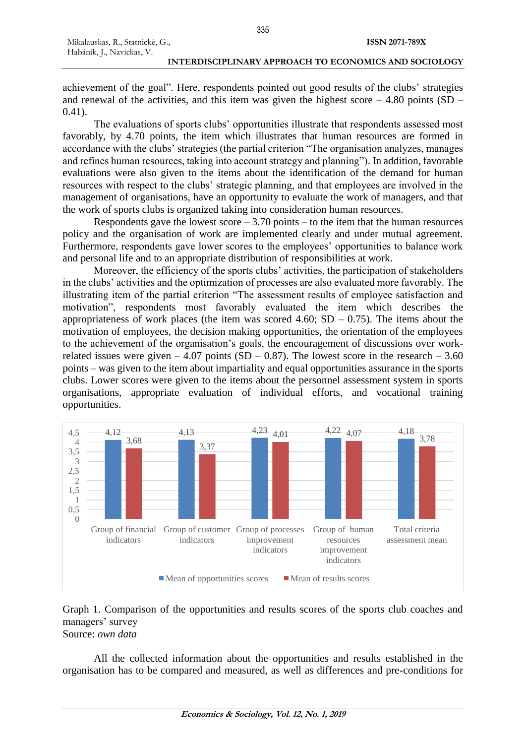achievement of the goal". Here, respondents pointed out good results of the clubs' strategies and renewal of the activities, and this item was given the highest score – 4.80 points (SD – 0.41).

The evaluations of sports clubs' opportunities illustrate that respondents assessed most favorably, by 4.70 points, the item which illustrates that human resources are formed in accordance with the clubs' strategies (the partial criterion "The organisation analyzes, manages and refines human resources, taking into account strategy and planning"). In addition, favorable evaluations were also given to the items about the identification of the demand for human resources with respect to the clubs' strategic planning, and that employees are involved in the management of organisations, have an opportunity to evaluate the work of managers, and that the work of sports clubs is organized taking into consideration human resources.

Respondents gave the lowest score – 3.70 points – to the item that the human resources policy and the organisation of work are implemented clearly and under mutual agreement. Furthermore, respondents gave lower scores to the employees' opportunities to balance work and personal life and to an appropriate distribution of responsibilities at work.

Moreover, the efficiency of the sports clubs' activities, the participation of stakeholders in the clubs' activities and the optimization of processes are also evaluated more favorably. The illustrating item of the partial criterion "The assessment results of employee satisfaction and motivation", respondents most favorably evaluated the item which describes the appropriateness of work places (the item was scored 4.60; SD – 0.75). The items about the motivation of employees, the decision making opportunities, the orientation of the employees to the achievement of the organisation's goals, the encouragement of discussions over work-related issues were given – 4.07 points (SD – 0.87). The lowest score in the research – 3.60 points – was given to the item about impartiality and equal opportunities assurance in the sports clubs. Lower scores were given to the items about the personnel assessment system in sports organisations, appropriate evaluation of individual efforts, and vocational training opportunities.

| | Mean of opportunities scores | Mean of results scores |
|---|---|---|
| Group of financial indicators | 4,12 | 3,68 |
| Group of customer indicators | 4,13 | 3,37 |
| Group of processes improvement indicators | 4,23 | 4,01 |
| Group of human resources improvement indicators | 4,22 | 4,07 |
| Total criteria assessment mean | 4,18 | 3,78 |

Graph 1. Comparison of the opportunities and results scores of the sports club coaches and managers' survey
Source: *own data*

All the collected information about the opportunities and results established in the organisation has to be compared and measured, as well as differences and pre-conditions for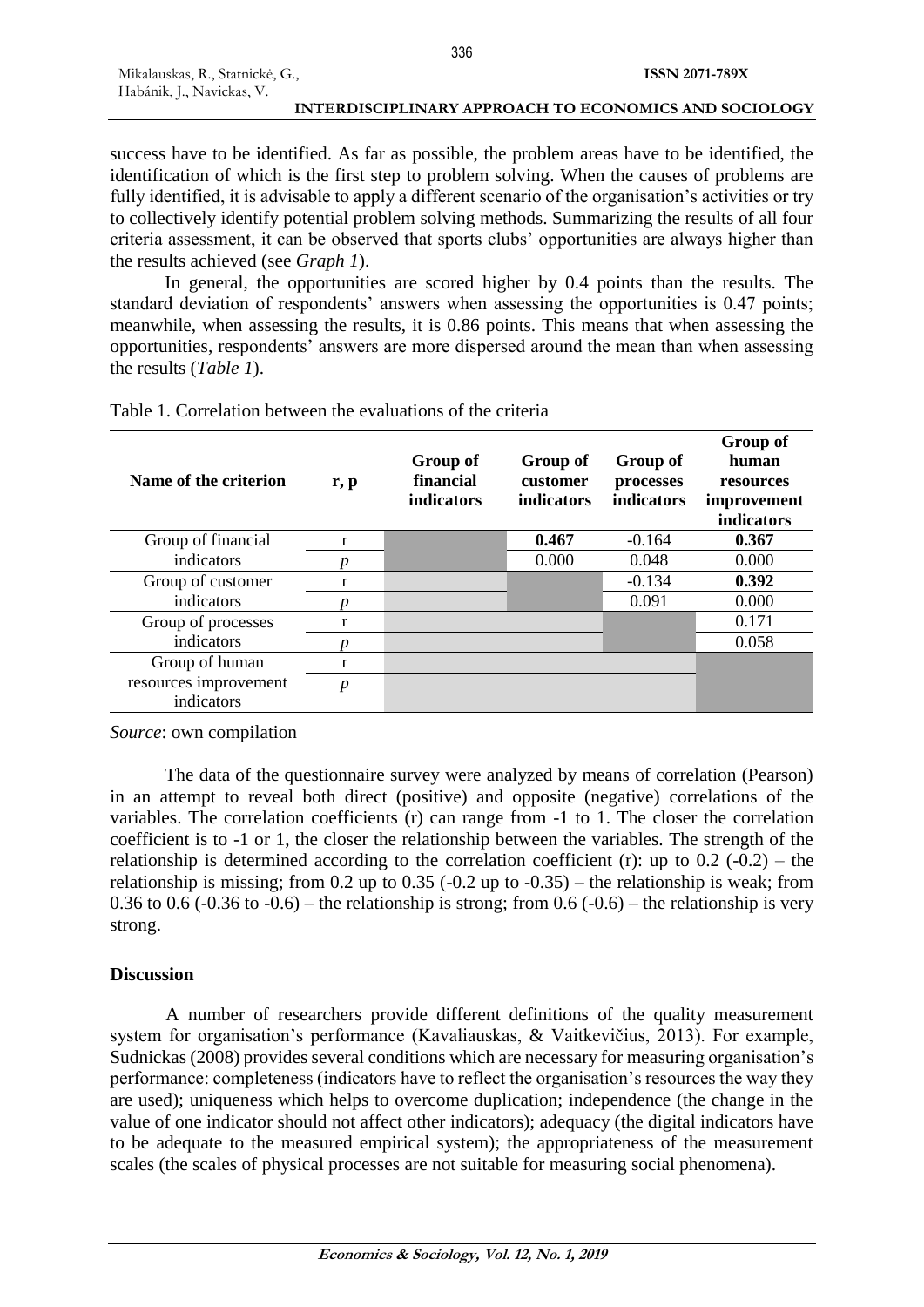success have to be identified. As far as possible, the problem areas have to be identified, the identification of which is the first step to problem solving. When the causes of problems are fully identified, it is advisable to apply a different scenario of the organisation's activities or try to collectively identify potential problem solving methods. Summarizing the results of all four criteria assessment, it can be observed that sports clubs' opportunities are always higher than the results achieved (see *Graph 1*).

In general, the opportunities are scored higher by 0.4 points than the results. The standard deviation of respondents' answers when assessing the opportunities is 0.47 points; meanwhile, when assessing the results, it is 0.86 points. This means that when assessing the opportunities, respondents' answers are more dispersed around the mean than when assessing the results (*Table 1*).

Table 1. Correlation between the evaluations of the criteria

| Name of the criterion | r, p | Group of financial indicators | Group of customer indicators | Group of processes indicators | Group of human resources improvement indicators |
|---|---|---|---|---|---|
| Group of financial indicators | r | | **0.467** | -0.164 | **0.367** |
| | *p* | | 0.000 | 0.048 | 0.000 |
| Group of customer indicators | r | | | -0.134 | **0.392** |
| | *p* | | | 0.091 | 0.000 |
| Group of processes indicators | r | | | | 0.171 |
| | *p* | | | | 0.058 |
| Group of human resources improvement indicators | r | | | | |
| | *p* | | | | |

*Source*: own compilation

The data of the questionnaire survey were analyzed by means of correlation (Pearson) in an attempt to reveal both direct (positive) and opposite (negative) correlations of the variables. The correlation coefficients (r) can range from -1 to 1. The closer the correlation coefficient is to -1 or 1, the closer the relationship between the variables. The strength of the relationship is determined according to the correlation coefficient (r): up to 0.2 (-0.2) – the relationship is missing; from 0.2 up to 0.35 (-0.2 up to -0.35) – the relationship is weak; from 0.36 to 0.6 (-0.36 to -0.6) – the relationship is strong; from 0.6 (-0.6) – the relationship is very strong.

## Discussion

A number of researchers provide different definitions of the quality measurement system for organisation's performance (Kavaliauskas, & Vaitkevičius, 2013). For example, Sudnickas (2008) provides several conditions which are necessary for measuring organisation's performance: completeness (indicators have to reflect the organisation's resources the way they are used); uniqueness which helps to overcome duplication; independence (the change in the value of one indicator should not affect other indicators); adequacy (the digital indicators have to be adequate to the measured empirical system); the appropriateness of the measurement scales (the scales of physical processes are not suitable for measuring social phenomena).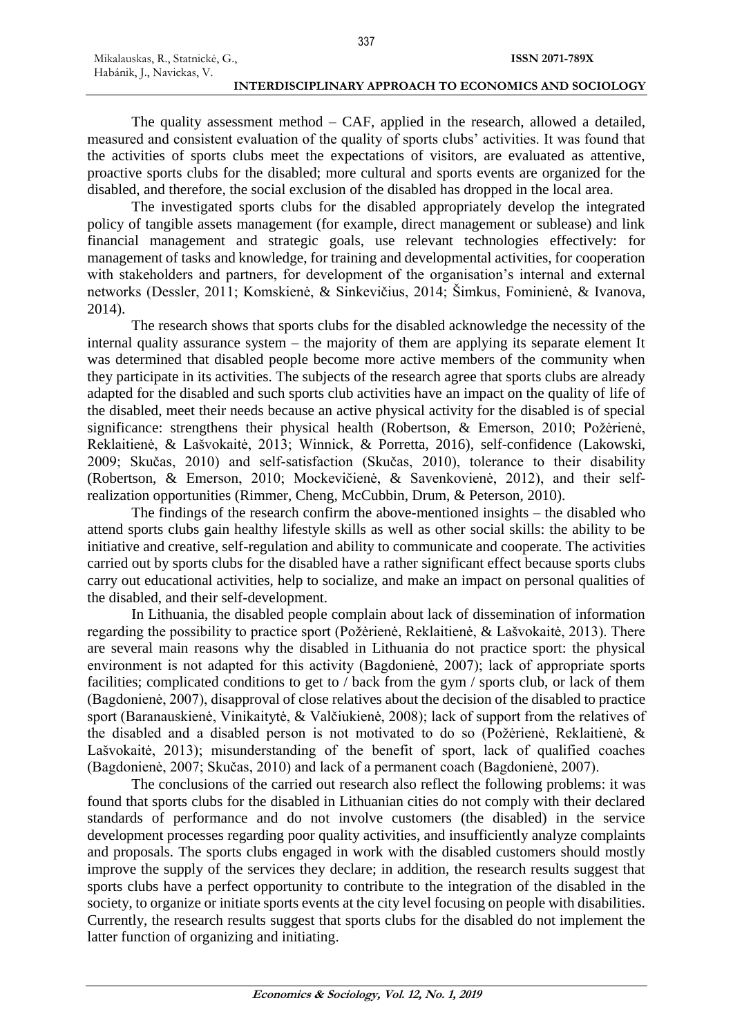The quality assessment method – CAF, applied in the research, allowed a detailed, measured and consistent evaluation of the quality of sports clubs' activities. It was found that the activities of sports clubs meet the expectations of visitors, are evaluated as attentive, proactive sports clubs for the disabled; more cultural and sports events are organized for the disabled, and therefore, the social exclusion of the disabled has dropped in the local area.

The investigated sports clubs for the disabled appropriately develop the integrated policy of tangible assets management (for example, direct management or sublease) and link financial management and strategic goals, use relevant technologies effectively: for management of tasks and knowledge, for training and developmental activities, for cooperation with stakeholders and partners, for development of the organisation's internal and external networks (Dessler, 2011; Komskienė, & Sinkevičius, 2014; Šimkus, Fominienė, & Ivanova, 2014).

The research shows that sports clubs for the disabled acknowledge the necessity of the internal quality assurance system – the majority of them are applying its separate element It was determined that disabled people become more active members of the community when they participate in its activities. The subjects of the research agree that sports clubs are already adapted for the disabled and such sports club activities have an impact on the quality of life of the disabled, meet their needs because an active physical activity for the disabled is of special significance: strengthens their physical health (Robertson, & Emerson, 2010; Požėrienė, Reklaitienė, & Lašvokaitė, 2013; Winnick, & Porretta, 2016), self-confidence (Lakowski, 2009; Skučas, 2010) and self-satisfaction (Skučas, 2010), tolerance to their disability (Robertson, & Emerson, 2010; Mockevičienė, & Savenkovienė, 2012), and their self-realization opportunities (Rimmer, Cheng, McCubbin, Drum, & Peterson, 2010).

The findings of the research confirm the above-mentioned insights – the disabled who attend sports clubs gain healthy lifestyle skills as well as other social skills: the ability to be initiative and creative, self-regulation and ability to communicate and cooperate. The activities carried out by sports clubs for the disabled have a rather significant effect because sports clubs carry out educational activities, help to socialize, and make an impact on personal qualities of the disabled, and their self-development.

In Lithuania, the disabled people complain about lack of dissemination of information regarding the possibility to practice sport (Požėrienė, Reklaitienė, & Lašvokaitė, 2013). There are several main reasons why the disabled in Lithuania do not practice sport: the physical environment is not adapted for this activity (Bagdonienė, 2007); lack of appropriate sports facilities; complicated conditions to get to / back from the gym / sports club, or lack of them (Bagdonienė, 2007), disapproval of close relatives about the decision of the disabled to practice sport (Baranauskienė, Vinikaitytė, & Valčiukienė, 2008); lack of support from the relatives of the disabled and a disabled person is not motivated to do so (Požėrienė, Reklaitienė, & Lašvokaitė, 2013); misunderstanding of the benefit of sport, lack of qualified coaches (Bagdonienė, 2007; Skučas, 2010) and lack of a permanent coach (Bagdonienė, 2007).

The conclusions of the carried out research also reflect the following problems: it was found that sports clubs for the disabled in Lithuanian cities do not comply with their declared standards of performance and do not involve customers (the disabled) in the service development processes regarding poor quality activities, and insufficiently analyze complaints and proposals. The sports clubs engaged in work with the disabled customers should mostly improve the supply of the services they declare; in addition, the research results suggest that sports clubs have a perfect opportunity to contribute to the integration of the disabled in the society, to organize or initiate sports events at the city level focusing on people with disabilities. Currently, the research results suggest that sports clubs for the disabled do not implement the latter function of organizing and initiating.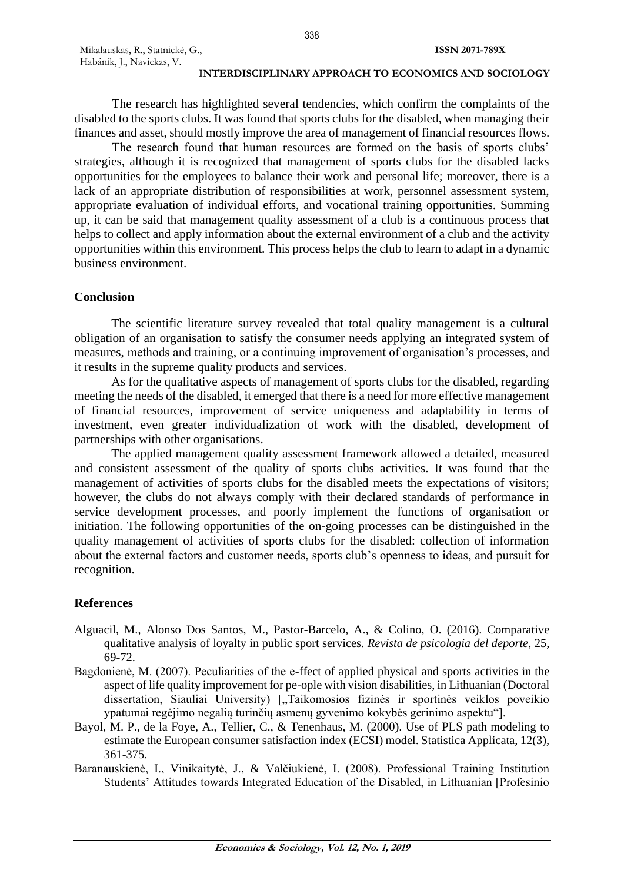The research has highlighted several tendencies, which confirm the complaints of the disabled to the sports clubs. It was found that sports clubs for the disabled, when managing their finances and asset, should mostly improve the area of management of financial resources flows.

The research found that human resources are formed on the basis of sports clubs' strategies, although it is recognized that management of sports clubs for the disabled lacks opportunities for the employees to balance their work and personal life; moreover, there is a lack of an appropriate distribution of responsibilities at work, personnel assessment system, appropriate evaluation of individual efforts, and vocational training opportunities. Summing up, it can be said that management quality assessment of a club is a continuous process that helps to collect and apply information about the external environment of a club and the activity opportunities within this environment. This process helps the club to learn to adapt in a dynamic business environment.

## Conclusion

The scientific literature survey revealed that total quality management is a cultural obligation of an organisation to satisfy the consumer needs applying an integrated system of measures, methods and training, or a continuing improvement of organisation's processes, and it results in the supreme quality products and services.

As for the qualitative aspects of management of sports clubs for the disabled, regarding meeting the needs of the disabled, it emerged that there is a need for more effective management of financial resources, improvement of service uniqueness and adaptability in terms of investment, even greater individualization of work with the disabled, development of partnerships with other organisations.

The applied management quality assessment framework allowed a detailed, measured and consistent assessment of the quality of sports clubs activities. It was found that the management of activities of sports clubs for the disabled meets the expectations of visitors; however, the clubs do not always comply with their declared standards of performance in service development processes, and poorly implement the functions of organisation or initiation. The following opportunities of the on-going processes can be distinguished in the quality management of activities of sports clubs for the disabled: collection of information about the external factors and customer needs, sports club's openness to ideas, and pursuit for recognition.

## References

Alguacil, M., Alonso Dos Santos, M., Pastor-Barcelo, A., & Colino, O. (2016). Comparative qualitative analysis of loyalty in public sport services. *Revista de psicologia del deporte*, 25, 69-72.

Bagdonienė, M. (2007). Peculiarities of the e-ffect of applied physical and sports activities in the aspect of life quality improvement for pe-ople with vision disabilities, in Lithuanian (Doctoral dissertation, Siauliai University) [„Taikomosios fizinės ir sportinės veiklos poveikio ypatumai regėjimo negalią turinčių asmenų gyvenimo kokybės gerinimo aspektu"].

Bayol, M. P., de la Foye, A., Tellier, C., & Tenenhaus, M. (2000). Use of PLS path modeling to estimate the European consumer satisfaction index (ECSI) model. Statistica Applicata, 12(3), 361-375.

Baranauskienė, I., Vinikaitytė, J., & Valčiukienė, I. (2008). Professional Training Institution Students' Attitudes towards Integrated Education of the Disabled, in Lithuanian [Profesinio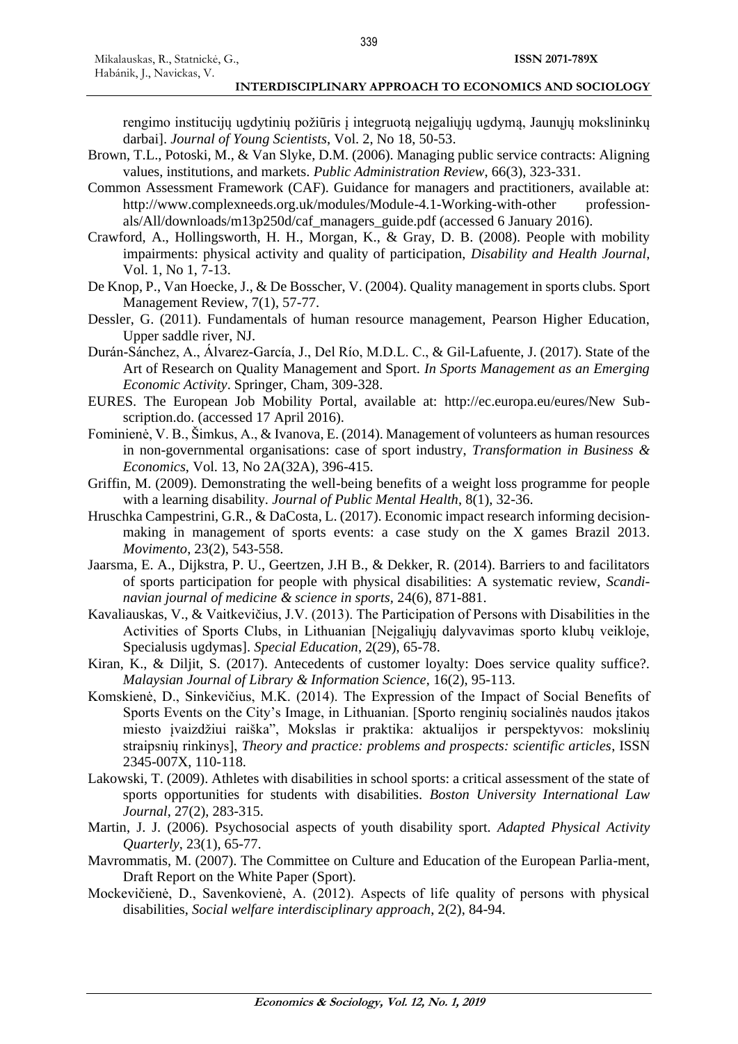rengimo institucijų ugdytinių požiūris į integruotą neįgaliųjų ugdymą, Jaunųjų mokslininkų darbai]. *Journal of Young Scientists*, Vol. 2, No 18, 50-53.

Brown, T.L., Potoski, M., & Van Slyke, D.M. (2006). Managing public service contracts: Aligning values, institutions, and markets. *Public Administration Review*, 66(3), 323-331.

Common Assessment Framework (CAF). Guidance for managers and practitioners, available at: http://www.complexneeds.org.uk/modules/Module-4.1-Working-with-other professionals/All/downloads/m13p250d/caf_managers_guide.pdf (accessed 6 January 2016).

Crawford, A., Hollingsworth, H. H., Morgan, K., & Gray, D. B. (2008). People with mobility impairments: physical activity and quality of participation, *Disability and Health Journal*, Vol. 1, No 1, 7-13.

De Knop, P., Van Hoecke, J., & De Bosscher, V. (2004). Quality management in sports clubs. Sport Management Review, 7(1), 57-77.

Dessler, G. (2011). Fundamentals of human resource management, Pearson Higher Education, Upper saddle river, NJ.

Durán-Sánchez, A., Álvarez-García, J., Del Río, M.D.L. C., & Gil-Lafuente, J. (2017). State of the Art of Research on Quality Management and Sport. *In Sports Management as an Emerging Economic Activity*. Springer, Cham, 309-328.

EURES. The European Job Mobility Portal, available at: http://ec.europa.eu/eures/New Subscription.do. (accessed 17 April 2016).

Fominienė, V. B., Šimkus, A., & Ivanova, E. (2014). Management of volunteers as human resources in non-governmental organisations: case of sport industry, *Transformation in Business & Economics*, Vol. 13, No 2A(32A), 396-415.

Griffin, M. (2009). Demonstrating the well-being benefits of a weight loss programme for people with a learning disability. *Journal of Public Mental Health*, 8(1), 32-36.

Hruschka Campestrini, G.R., & DaCosta, L. (2017). Economic impact research informing decision-making in management of sports events: a case study on the X games Brazil 2013. *Movimento*, 23(2), 543-558.

Jaarsma, E. A., Dijkstra, P. U., Geertzen, J.H B., & Dekker, R. (2014). Barriers to and facilitators of sports participation for people with physical disabilities: A systematic review, *Scandinavian journal of medicine & science in sports*, 24(6), 871-881.

Kavaliauskas, V., & Vaitkevičius, J.V. (2013). The Participation of Persons with Disabilities in the Activities of Sports Clubs, in Lithuanian [Neįgaliųjų dalyvavimas sporto klubų veikloje, Specialusis ugdymas]. *Special Education*, 2(29), 65-78.

Kiran, K., & Diljit, S. (2017). Antecedents of customer loyalty: Does service quality suffice?. *Malaysian Journal of Library & Information Science*, 16(2), 95-113.

Komskienė, D., Sinkevičius, M.K. (2014). The Expression of the Impact of Social Benefits of Sports Events on the City's Image, in Lithuanian. [Sporto renginių socialinės naudos įtakos miesto įvaizdžiui raiška", Mokslas ir praktika: aktualijos ir perspektyvos: mokslinių straipsnių rinkinys], *Theory and practice: problems and prospects: scientific articles*, ISSN 2345-007X, 110-118.

Lakowski, T. (2009). Athletes with disabilities in school sports: a critical assessment of the state of sports opportunities for students with disabilities. *Boston University International Law Journal*, 27(2), 283-315.

Martin, J. J. (2006). Psychosocial aspects of youth disability sport. *Adapted Physical Activity Quarterly*, 23(1), 65-77.

Mavrommatis, M. (2007). The Committee on Culture and Education of the European Parlia-ment, Draft Report on the White Paper (Sport).

Mockevičienė, D., Savenkovienė, A. (2012). Aspects of life quality of persons with physical disabilities, *Social welfare interdisciplinary approach*, 2(2), 84-94.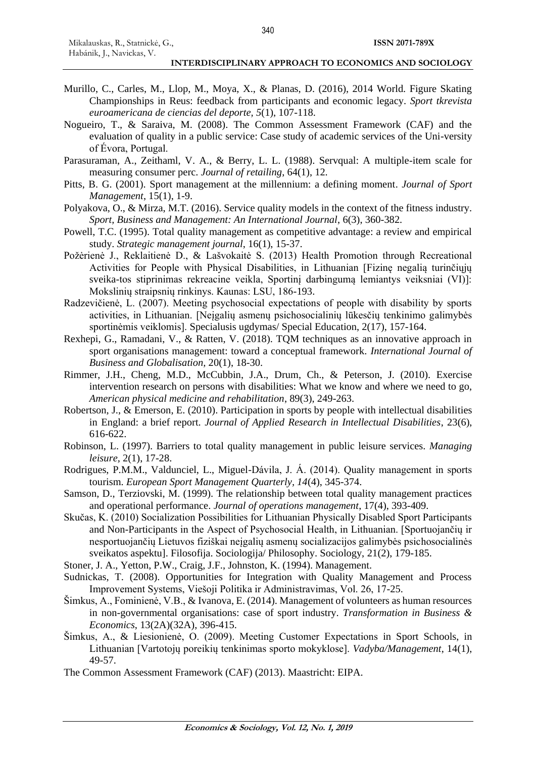Murillo, C., Carles, M., Llop, M., Moya, X., & Planas, D. (2016), 2014 World. Figure Skating Championships in Reus: feedback from participants and economic legacy. *Sport tkrevista euroamericana de ciencias del deporte, 5*(1), 107-118.

Nogueiro, T., & Saraiva, M. (2008). The Common Assessment Framework (CAF) and the evaluation of quality in a public service: Case study of academic services of the Uni-versity of Évora, Portugal.

Parasuraman, A., Zeithaml, V. A., & Berry, L. L. (1988). Servqual: A multiple-item scale for measuring consumer perc. *Journal of retailing*, 64(1), 12.

Pitts, B. G. (2001). Sport management at the millennium: a defining moment. *Journal of Sport Management*, 15(1), 1-9.

Polyakova, O., & Mirza, M.T. (2016). Service quality models in the context of the fitness industry. *Sport, Business and Management: An International Journal*, 6(3), 360-382.

Powell, T.C. (1995). Total quality management as competitive advantage: a review and empirical study. *Strategic management journal*, 16(1), 15-37.

Požėrienė J., Reklaitienė D., & Lašvokaitė S. (2013) Health Promotion through Recreational Activities for People with Physical Disabilities, in Lithuanian [Fizinę negalią turinčiųjų sveika-tos stiprinimas rekreacine veikla, Sportinį darbingumą lemiantys veiksniai (VI)]: Mokslinių straipsnių rinkinys. Kaunas: LSU, 186-193.

Radzevičienė, L. (2007). Meeting psychosocial expectations of people with disability by sports activities, in Lithuanian. [Neįgalių asmenų psichosocialinių lūkesčių tenkinimo galimybės sportinėmis veiklomis]. Specialusis ugdymas/ Special Education, 2(17), 157-164.

Rexhepi, G., Ramadani, V., & Ratten, V. (2018). TQM techniques as an innovative approach in sport organisations management: toward a conceptual framework. *International Journal of Business and Globalisation*, 20(1), 18-30.

Rimmer, J.H., Cheng, M.D., McCubbin, J.A., Drum, Ch., & Peterson, J. (2010). Exercise intervention research on persons with disabilities: What we know and where we need to go, *American physical medicine and rehabilitation*, 89(3), 249-263.

Robertson, J., & Emerson, E. (2010). Participation in sports by people with intellectual disabilities in England: a brief report. *Journal of Applied Research in Intellectual Disabilities*, 23(6), 616-622.

Robinson, L. (1997). Barriers to total quality management in public leisure services. *Managing leisure*, 2(1), 17-28.

Rodrigues, P.M.M., Valdunciel, L., Miguel-Dávila, J. Á. (2014). Quality management in sports tourism. *European Sport Management Quarterly, 14*(4), 345-374.

Samson, D., Terziovski, M. (1999). The relationship between total quality management practices and operational performance. *Journal of operations management*, 17(4), 393-409.

Skučas, K. (2010) Socialization Possibilities for Lithuanian Physically Disabled Sport Participants and Non-Participants in the Aspect of Psychosocial Health, in Lithuanian. [Sportuojančių ir nesportuojančių Lietuvos fiziškai neįgalių asmenų socializacijos galimybės psichosocialinės sveikatos aspektu]. Filosofija. Sociologija/ Philosophy. Sociology, 21(2), 179-185.

Stoner, J. A., Yetton, P.W., Craig, J.F., Johnston, K. (1994). Management.

Sudnickas, T. (2008). Opportunities for Integration with Quality Management and Process Improvement Systems, Viešoji Politika ir Administravimas, Vol. 26, 17-25.

Šimkus, A., Fominienė, V.B., & Ivanova, E. (2014). Management of volunteers as human resources in non-governmental organisations: case of sport industry. *Transformation in Business & Economics*, 13(2A)(32A), 396-415.

Šimkus, A., & Liesionienė, O. (2009). Meeting Customer Expectations in Sport Schools, in Lithuanian [Vartotojų poreikių tenkinimas sporto mokyklose]. *Vadyba/Management*, 14(1), 49-57.

The Common Assessment Framework (CAF) (2013). Maastricht: EIPA.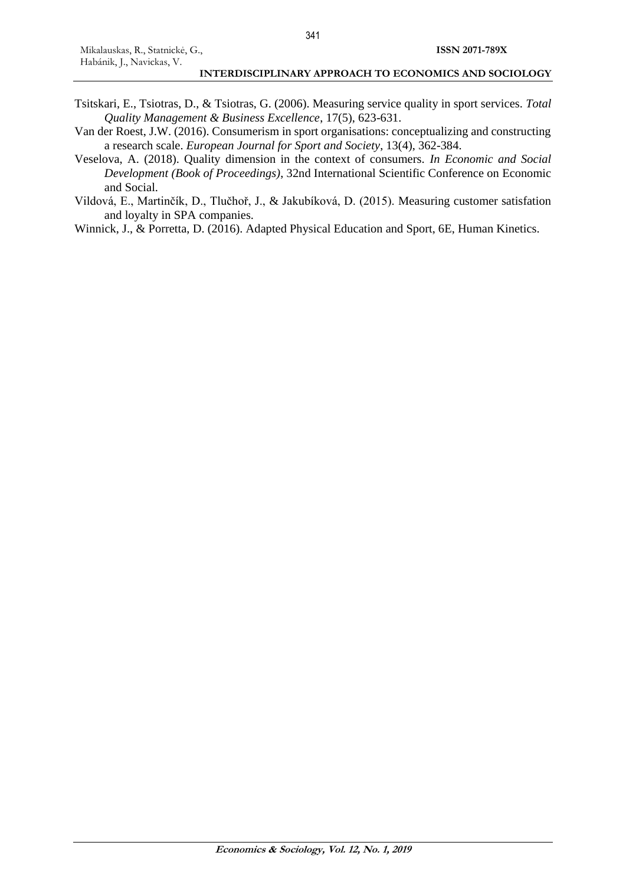Tsitskari, E., Tsiotras, D., & Tsiotras, G. (2006). Measuring service quality in sport services. *Total Quality Management & Business Excellence*, 17(5), 623-631.

Van der Roest, J.W. (2016). Consumerism in sport organisations: conceptualizing and constructing a research scale. *European Journal for Sport and Society*, 13(4), 362-384.

Veselova, A. (2018). Quality dimension in the context of consumers. *In Economic and Social Development (Book of Proceedings)*, 32nd International Scientific Conference on Economic and Social.

Vildová, E., Martinčík, D., Tlučhoř, J., & Jakubíková, D. (2015). Measuring customer satisfation and loyalty in SPA companies.

Winnick, J., & Porretta, D. (2016). Adapted Physical Education and Sport, 6E, Human Kinetics.